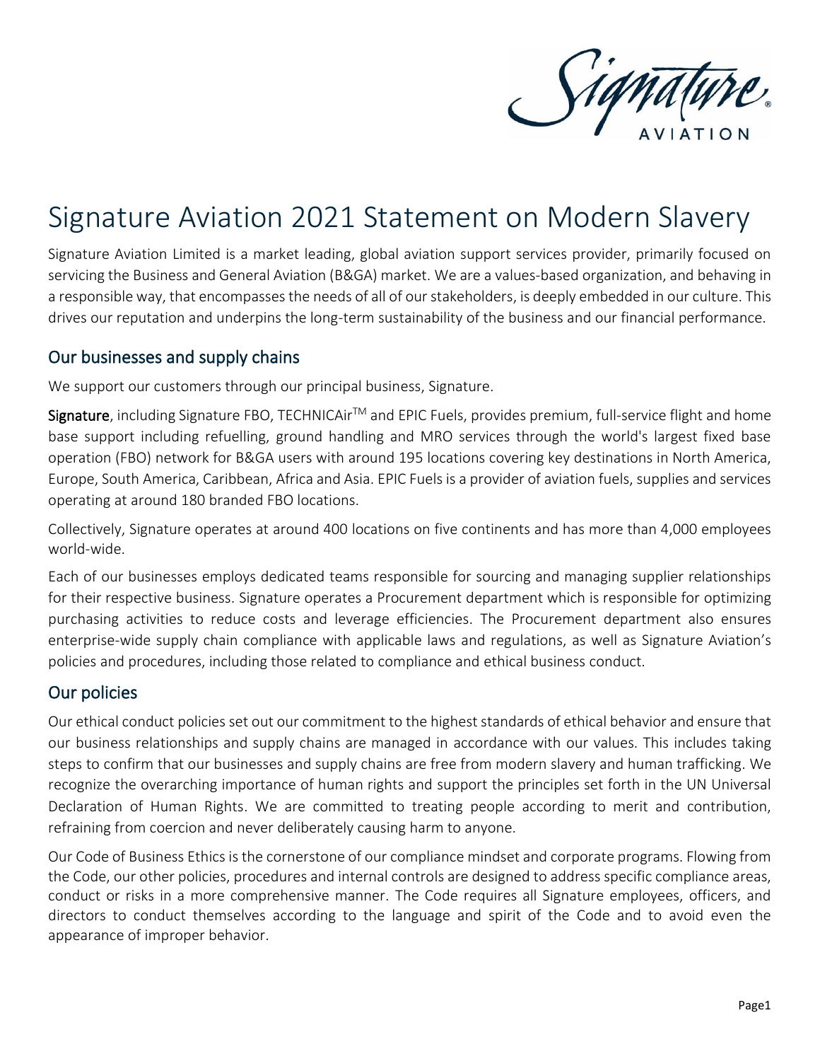# Signature Aviation 2021 Statement on Modern Slavery

Signature Aviation Limited is a market leading, global aviation support services provider, primarily focused on servicing the Business and General Aviation (B&GA) market. We are a values-based organization, and behaving in a responsible way, that encompasses the needs of all of our stakeholders, is deeply embedded in our culture. This drives our reputation and underpins the long-term sustainability of the business and our financial performance.

## Our businesses and supply chains

We support our customers through our principal business, Signature.

**Signature**, including Signature FBO, TECHNICAir™ and EPIC Fuels, provides premium, full-service flight and home base support including refuelling, ground handling and MRO services through the world's largest fixed base operation (FBO) network for B&GA users with around 195 locations covering key destinations in North America, Europe, South America, Caribbean, Africa and Asia. EPIC Fuels is a provider of aviation fuels, supplies and services operating at around 180 branded FBO locations.

Collectively, Signature operates at around 400 locations on five continents and has more than 4,000 employees world-wide.

Each of our businesses employs dedicated teams responsible for sourcing and managing supplier relationships for their respective business. Signature operates a Procurement department which is responsible for optimizing purchasing activities to reduce costs and leverage efficiencies. The Procurement department also ensures enterprise-wide supply chain compliance with applicable laws and regulations, as well as Signature Aviation's policies and procedures, including those related to compliance and ethical business conduct.

## Our policies

Our ethical conduct policies set out our commitment to the highest standards of ethical behavior and ensure that our business relationships and supply chains are managed in accordance with our values. This includes taking steps to confirm that our businesses and supply chains are free from modern slavery and human trafficking. We recognize the overarching importance of human rights and support the principles set forth in the UN Universal Declaration of Human Rights. We are committed to treating people according to merit and contribution, refraining from coercion and never deliberately causing harm to anyone.

Our Code of Business Ethics is the cornerstone of our compliance mindset and corporate programs. Flowing from the Code, our other policies, procedures and internal controls are designed to address specific compliance areas, conduct or risks in a more comprehensive manner. The Code requires all Signature employees, officers, and directors to conduct themselves according to the language and spirit of the Code and to avoid even the appearance of improper behavior.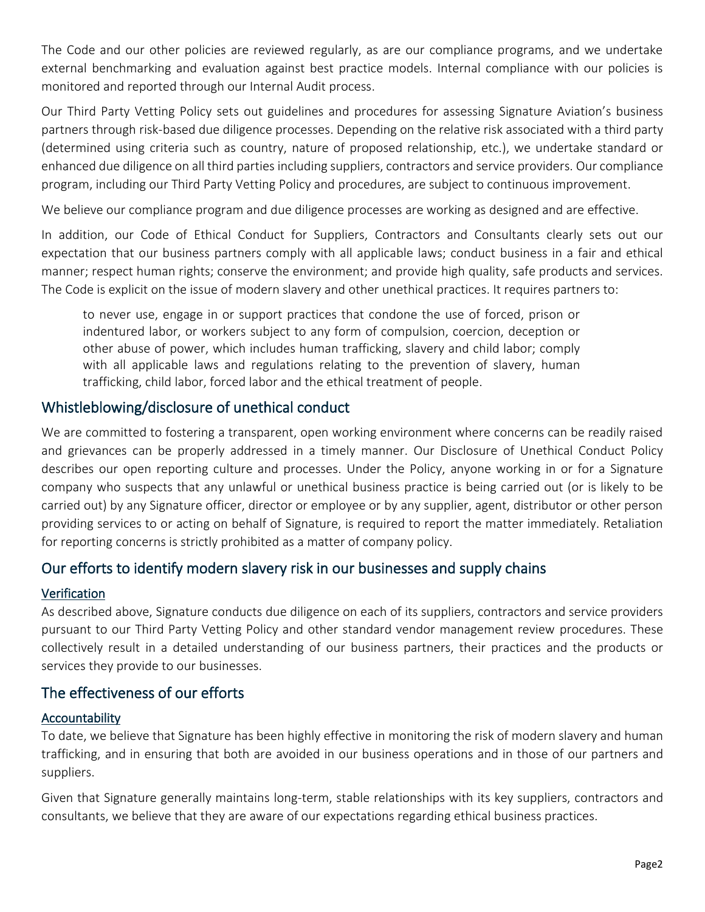The Code and our other policies are reviewed regularly, as are our compliance programs, and we undertake external benchmarking and evaluation against best practice models. Internal compliance with our policies is monitored and reported through our Internal Audit process.

Our Third Party Vetting Policy sets out guidelines and procedures for assessing Signature Aviation's business partners through risk-based due diligence processes. Depending on the relative risk associated with a third party (determined using criteria such as country, nature of proposed relationship, etc.), we undertake standard or enhanced due diligence on all third parties including suppliers, contractors and service providers. Our compliance program, including our Third Party Vetting Policy and procedures, are subject to continuous improvement.

We believe our compliance program and due diligence processes are working as designed and are effective.

In addition, our Code of Ethical Conduct for Suppliers, Contractors and Consultants clearly sets out our expectation that our business partners comply with all applicable laws; conduct business in a fair and ethical manner; respect human rights; conserve the environment; and provide high quality, safe products and services. The Code is explicit on the issue of modern slavery and other unethical practices. It requires partners to:

> to never use, engage in or support practices that condone the use of forced, prison or indentured labor, or workers subject to any form of compulsion, coercion, deception or other abuse of power, which includes human trafficking, slavery and child labor; comply with all applicable laws and regulations relating to the prevention of slavery, human trafficking, child labor, forced labor and the ethical treatment of people.

## Whistleblowing/disclosure of unethical conduct

We are committed to fostering a transparent, open working environment where concerns can be readily raised and grievances can be properly addressed in a timely manner. Our Disclosure of Unethical Conduct Policy describes our open reporting culture and processes. Under the Policy, anyone working in or for a Signature company who suspects that any unlawful or unethical business practice is being carried out (or is likely to be carried out) by any Signature officer, director or employee or by any supplier, agent, distributor or other person providing services to or acting on behalf of Signature, is required to report the matter immediately. Retaliation for reporting concerns is strictly prohibited as a matter of company policy.

## Our efforts to identify modern slavery risk in our businesses and supply chains

### Verification

As described above, Signature conducts due diligence on each of its suppliers, contractors and service providers pursuant to our Third Party Vetting Policy and other standard vendor management review procedures. These collectively result in a detailed understanding of our business partners, their practices and the products or services they provide to our businesses.

## The effectiveness of our efforts

### Accountability

To date, we believe that Signature has been highly effective in monitoring the risk of modern slavery and human trafficking, and in ensuring that both are avoided in our business operations and in those of our partners and suppliers.

Given that Signature generally maintains long-term, stable relationships with its key suppliers, contractors and consultants, we believe that they are aware of our expectations regarding ethical business practices.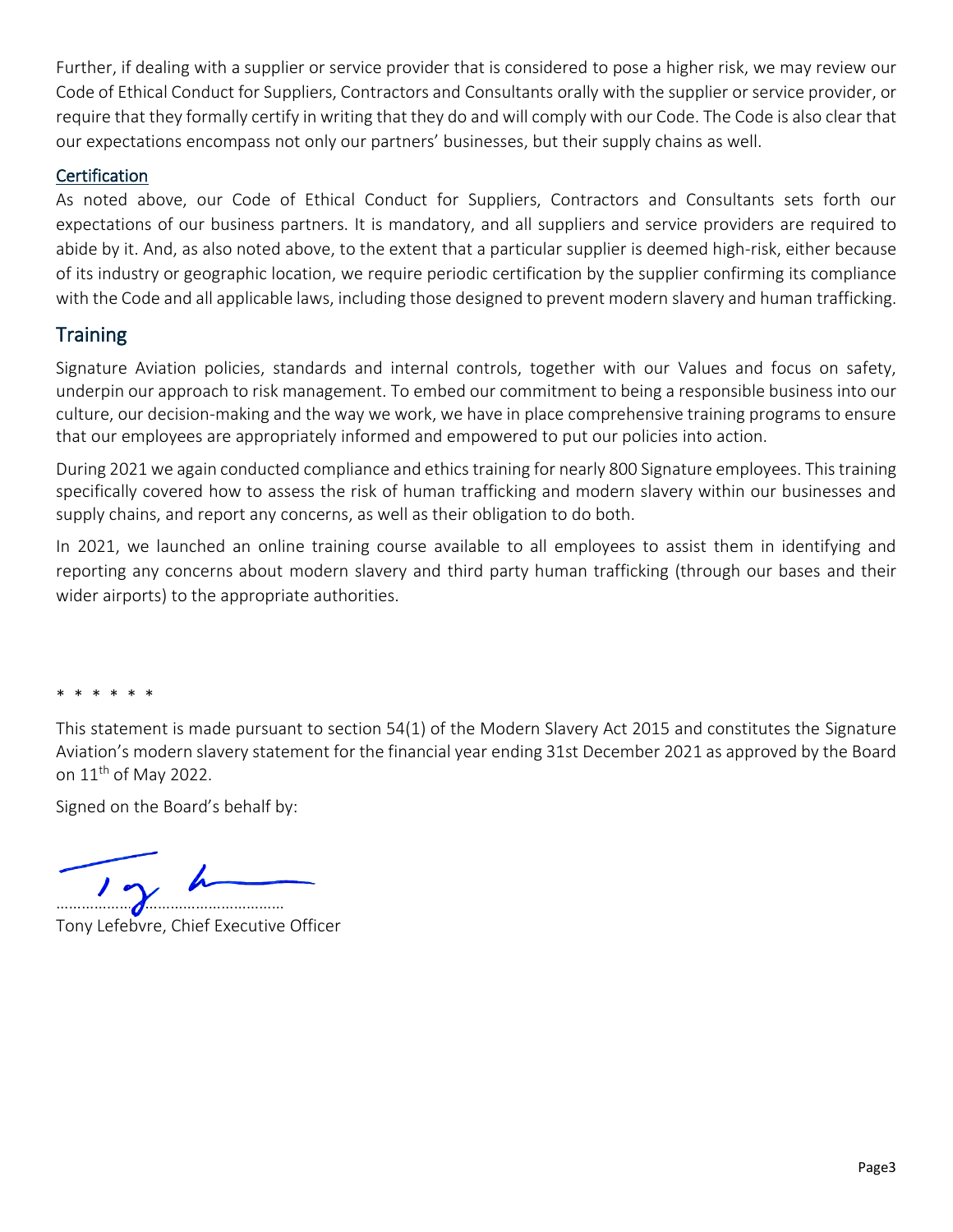Further, if dealing with a supplier or service provider that is considered to pose a higher risk, we may review our Code of Ethical Conduct for Suppliers, Contractors and Consultants orally with the supplier or service provider, or require that they formally certify in writing that they do and will comply with our Code. The Code is also clear that our expectations encompass not only our partners' businesses, but their supply chains as well.

### Certification

As noted above, our Code of Ethical Conduct for Suppliers, Contractors and Consultants sets forth our expectations of our business partners. It is mandatory, and all suppliers and service providers are required to abide by it. And, as also noted above, to the extent that a particular supplier is deemed high-risk, either because of its industry or geographic location, we require periodic certification by the supplier confirming its compliance with the Code and all applicable laws, including those designed to prevent modern slavery and human trafficking.

## Training

Signature Aviation policies, standards and internal controls, together with our Values and focus on safety, underpin our approach to risk management. To embed our commitment to being a responsible business into our culture, our decision-making and the way we work, we have in place comprehensive training programs to ensure that our employees are appropriately informed and empowered to put our policies into action.

During 2021 we again conducted compliance and ethics training for nearly 800 Signature employees. This training specifically covered how to assess the risk of human trafficking and modern slavery within our businesses and supply chains, and report any concerns, as well as their obligation to do both.

In 2021, we launched an online training course available to all employees to assist them in identifying and reporting any concerns about modern slavery and third party human trafficking (through our bases and their wider airports) to the appropriate authorities.

\* \* \* \* \* \*

This statement is made pursuant to section 54(1) of the Modern Slavery Act 2015 and constitutes the Signature Aviation's modern slavery statement for the financial year ending 31st December 2021 as approved by the Board on 11th of May 2022.

Signed on the Board's behalf by:

………………………………………………

Tony Lefebvre, Chief Executive Officer